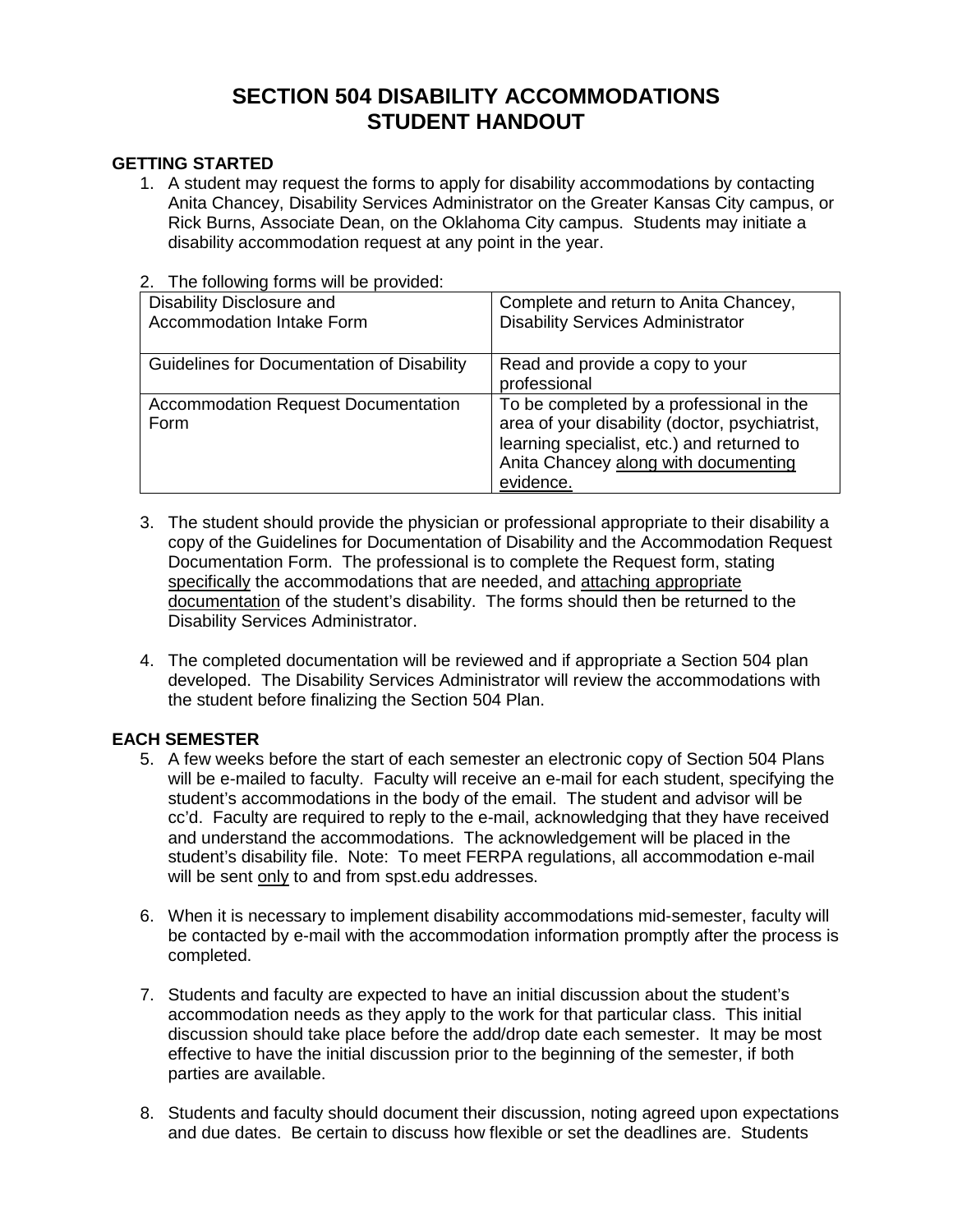# SECTION 504 DISABILITY ACCOMMODATIONS
# STUDENT HANDOUT

## GETTING STARTED

1. A student may request the forms to apply for disability accommodations by contacting Anita Chancey, Disability Services Administrator on the Greater Kansas City campus, or Rick Burns, Associate Dean, on the Oklahoma City campus. Students may initiate a disability accommodation request at any point in the year.

2. The following forms will be provided:

| Disability Disclosure and Accommodation Intake Form | Complete and return to Anita Chancey, Disability Services Administrator |
|---|---|
| Guidelines for Documentation of Disability | Read and provide a copy to your professional |
| Accommodation Request Documentation Form | To be completed by a professional in the area of your disability (doctor, psychiatrist, learning specialist, etc.) and returned to Anita Chancey <u>along with documenting evidence.</u> |

3. The student should provide the physician or professional appropriate to their disability a copy of the Guidelines for Documentation of Disability and the Accommodation Request Documentation Form. The professional is to complete the Request form, stating <u>specifically</u> the accommodations that are needed, and <u>attaching appropriate documentation</u> of the student's disability. The forms should then be returned to the Disability Services Administrator.

4. The completed documentation will be reviewed and if appropriate a Section 504 plan developed. The Disability Services Administrator will review the accommodations with the student before finalizing the Section 504 Plan.

## EACH SEMESTER

5. A few weeks before the start of each semester an electronic copy of Section 504 Plans will be e-mailed to faculty. Faculty will receive an e-mail for each student, specifying the student's accommodations in the body of the email. The student and advisor will be cc'd. Faculty are required to reply to the e-mail, acknowledging that they have received and understand the accommodations. The acknowledgement will be placed in the student's disability file. Note: To meet FERPA regulations, all accommodation e-mail will be sent <u>only</u> to and from spst.edu addresses.

6. When it is necessary to implement disability accommodations mid-semester, faculty will be contacted by e-mail with the accommodation information promptly after the process is completed.

7. Students and faculty are expected to have an initial discussion about the student's accommodation needs as they apply to the work for that particular class. This initial discussion should take place before the add/drop date each semester. It may be most effective to have the initial discussion prior to the beginning of the semester, if both parties are available.

8. Students and faculty should document their discussion, noting agreed upon expectations and due dates. Be certain to discuss how flexible or set the deadlines are. Students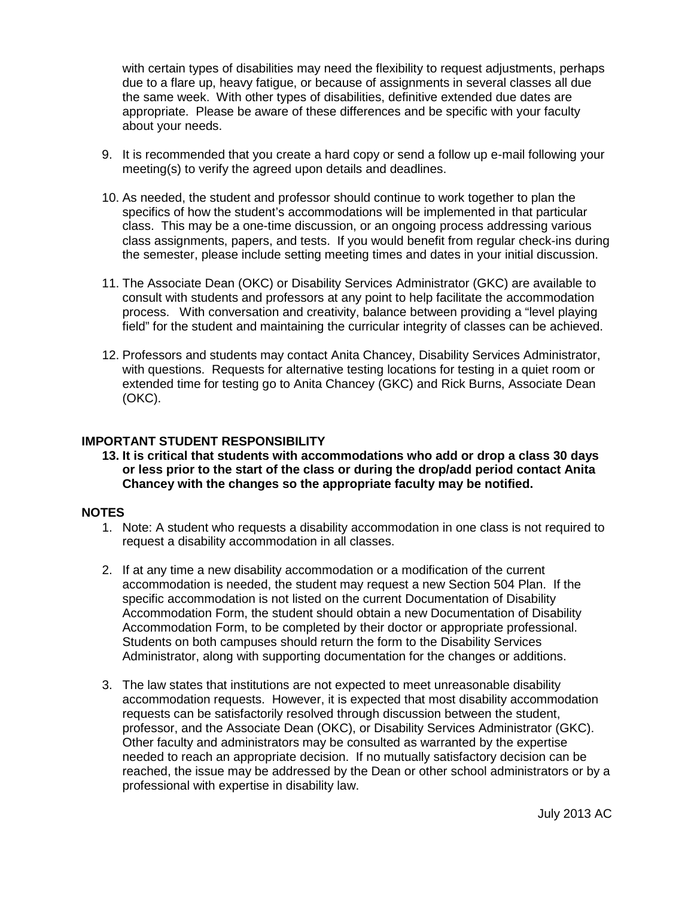with certain types of disabilities may need the flexibility to request adjustments, perhaps due to a flare up, heavy fatigue, or because of assignments in several classes all due the same week. With other types of disabilities, definitive extended due dates are appropriate. Please be aware of these differences and be specific with your faculty about your needs.

9. It is recommended that you create a hard copy or send a follow up e-mail following your meeting(s) to verify the agreed upon details and deadlines.

10. As needed, the student and professor should continue to work together to plan the specifics of how the student's accommodations will be implemented in that particular class. This may be a one-time discussion, or an ongoing process addressing various class assignments, papers, and tests. If you would benefit from regular check-ins during the semester, please include setting meeting times and dates in your initial discussion.

11. The Associate Dean (OKC) or Disability Services Administrator (GKC) are available to consult with students and professors at any point to help facilitate the accommodation process. With conversation and creativity, balance between providing a "level playing field" for the student and maintaining the curricular integrity of classes can be achieved.

12. Professors and students may contact Anita Chancey, Disability Services Administrator, with questions. Requests for alternative testing locations for testing in a quiet room or extended time for testing go to Anita Chancey (GKC) and Rick Burns, Associate Dean (OKC).

**IMPORTANT STUDENT RESPONSIBILITY**

13. **It is critical that students with accommodations who add or drop a class 30 days or less prior to the start of the class or during the drop/add period contact Anita Chancey with the changes so the appropriate faculty may be notified.**

**NOTES**

1. Note: A student who requests a disability accommodation in one class is not required to request a disability accommodation in all classes.

2. If at any time a new disability accommodation or a modification of the current accommodation is needed, the student may request a new Section 504 Plan. If the specific accommodation is not listed on the current Documentation of Disability Accommodation Form, the student should obtain a new Documentation of Disability Accommodation Form, to be completed by their doctor or appropriate professional. Students on both campuses should return the form to the Disability Services Administrator, along with supporting documentation for the changes or additions.

3. The law states that institutions are not expected to meet unreasonable disability accommodation requests. However, it is expected that most disability accommodation requests can be satisfactorily resolved through discussion between the student, professor, and the Associate Dean (OKC), or Disability Services Administrator (GKC). Other faculty and administrators may be consulted as warranted by the expertise needed to reach an appropriate decision. If no mutually satisfactory decision can be reached, the issue may be addressed by the Dean or other school administrators or by a professional with expertise in disability law.

July 2013 AC